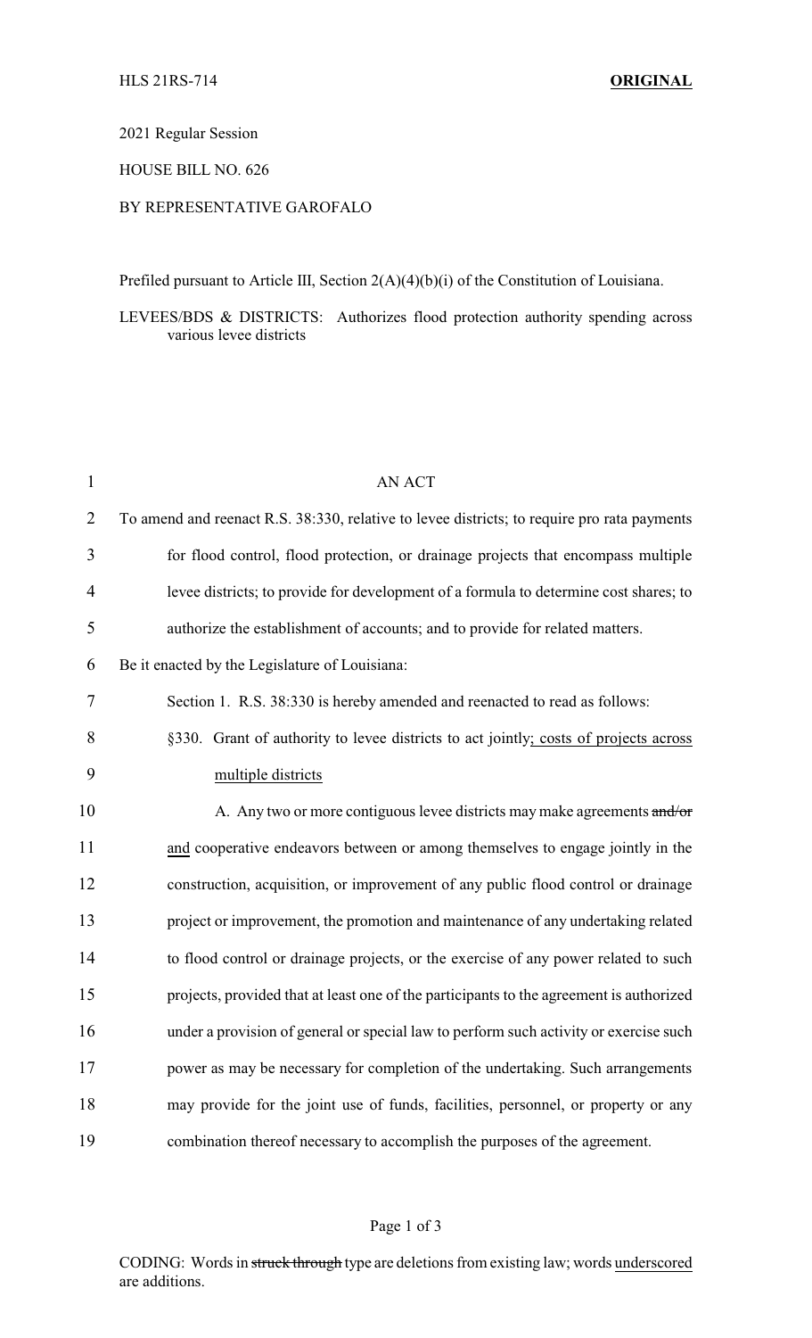HLS 21RS-714 **ORIGINAL**

2021 Regular Session

HOUSE BILL NO. 626

BY REPRESENTATIVE GAROFALO

Prefiled pursuant to Article III, Section 2(A)(4)(b)(i) of the Constitution of Louisiana.

LEVEES/BDS & DISTRICTS: Authorizes flood protection authority spending across various levee districts

AN ACT

To amend and reenact R.S. 38:330, relative to levee districts; to require pro rata payments for flood control, flood protection, or drainage projects that encompass multiple levee districts; to provide for development of a formula to determine cost shares; to authorize the establishment of accounts; and to provide for related matters.

Be it enacted by the Legislature of Louisiana:

Section 1. R.S. 38:330 is hereby amended and reenacted to read as follows:

§330. Grant of authority to levee districts to act jointly; costs of projects across multiple districts

A. Any two or more contiguous levee districts may make agreements ~~and/or~~ and cooperative endeavors between or among themselves to engage jointly in the construction, acquisition, or improvement of any public flood control or drainage project or improvement, the promotion and maintenance of any undertaking related to flood control or drainage projects, or the exercise of any power related to such projects, provided that at least one of the participants to the agreement is authorized under a provision of general or special law to perform such activity or exercise such power as may be necessary for completion of the undertaking. Such arrangements may provide for the joint use of funds, facilities, personnel, or property or any combination thereof necessary to accomplish the purposes of the agreement.

CODING: Words in ~~struck through~~ type are deletions from existing law; words underscored are additions.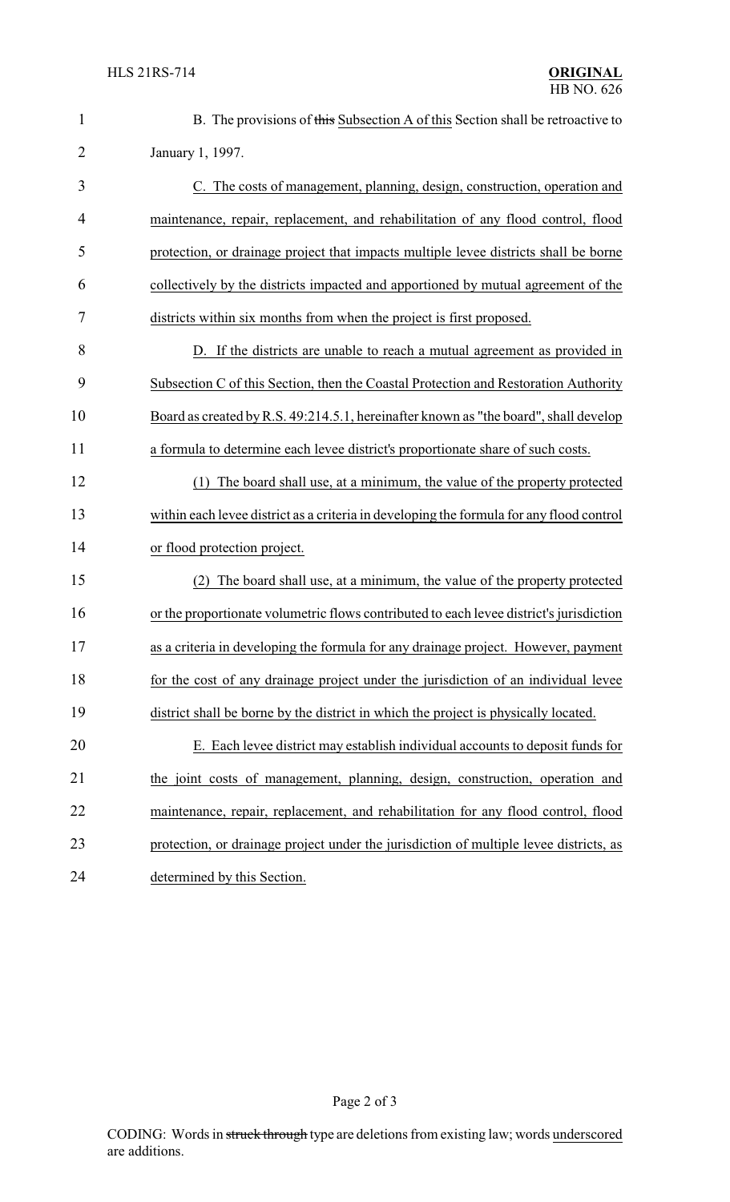B. The provisions of ~~this~~ Subsection A of this Section shall be retroactive to January 1, 1997.

C. The costs of management, planning, design, construction, operation and maintenance, repair, replacement, and rehabilitation of any flood control, flood protection, or drainage project that impacts multiple levee districts shall be borne collectively by the districts impacted and apportioned by mutual agreement of the districts within six months from when the project is first proposed.

D. If the districts are unable to reach a mutual agreement as provided in Subsection C of this Section, then the Coastal Protection and Restoration Authority Board as created by R.S. 49:214.5.1, hereinafter known as "the board", shall develop a formula to determine each levee district's proportionate share of such costs.

(1) The board shall use, at a minimum, the value of the property protected within each levee district as a criteria in developing the formula for any flood control or flood protection project.

(2) The board shall use, at a minimum, the value of the property protected or the proportionate volumetric flows contributed to each levee district's jurisdiction as a criteria in developing the formula for any drainage project. However, payment for the cost of any drainage project under the jurisdiction of an individual levee district shall be borne by the district in which the project is physically located.

E. Each levee district may establish individual accounts to deposit funds for the joint costs of management, planning, design, construction, operation and maintenance, repair, replacement, and rehabilitation for any flood control, flood protection, or drainage project under the jurisdiction of multiple levee districts, as determined by this Section.

CODING: Words in ~~struck through~~ type are deletions from existing law; words underscored are additions.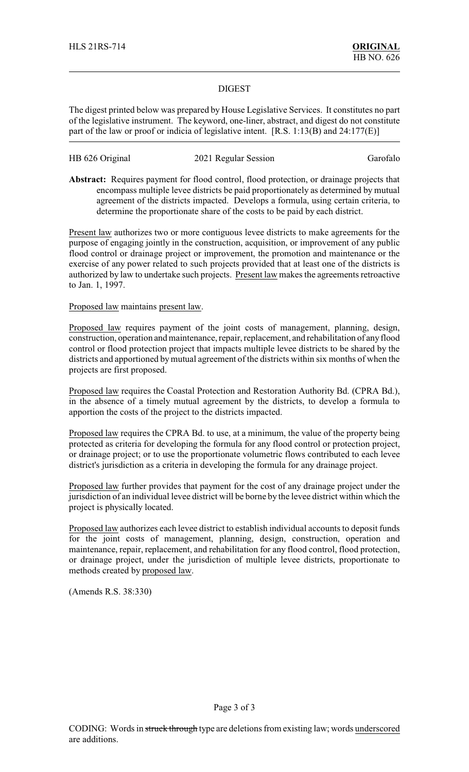HLS 21RS-714 **ORIGINAL**
HB NO. 626

## DIGEST

The digest printed below was prepared by House Legislative Services. It constitutes no part of the legislative instrument. The keyword, one-liner, abstract, and digest do not constitute part of the law or proof or indicia of legislative intent. [R.S. 1:13(B) and 24:177(E)]

HB 626 Original 2021 Regular Session Garofalo

**Abstract:** Requires payment for flood control, flood protection, or drainage projects that encompass multiple levee districts be paid proportionately as determined by mutual agreement of the districts impacted. Develops a formula, using certain criteria, to determine the proportionate share of the costs to be paid by each district.

Present law authorizes two or more contiguous levee districts to make agreements for the purpose of engaging jointly in the construction, acquisition, or improvement of any public flood control or drainage project or improvement, the promotion and maintenance or the exercise of any power related to such projects provided that at least one of the districts is authorized by law to undertake such projects. Present law makes the agreements retroactive to Jan. 1, 1997.

Proposed law maintains present law.

Proposed law requires payment of the joint costs of management, planning, design, construction, operation and maintenance, repair, replacement, and rehabilitation of any flood control or flood protection project that impacts multiple levee districts to be shared by the districts and apportioned by mutual agreement of the districts within six months of when the projects are first proposed.

Proposed law requires the Coastal Protection and Restoration Authority Bd. (CPRA Bd.), in the absence of a timely mutual agreement by the districts, to develop a formula to apportion the costs of the project to the districts impacted.

Proposed law requires the CPRA Bd. to use, at a minimum, the value of the property being protected as criteria for developing the formula for any flood control or protection project, or drainage project; or to use the proportionate volumetric flows contributed to each levee district's jurisdiction as a criteria in developing the formula for any drainage project.

Proposed law further provides that payment for the cost of any drainage project under the jurisdiction of an individual levee district will be borne by the levee district within which the project is physically located.

Proposed law authorizes each levee district to establish individual accounts to deposit funds for the joint costs of management, planning, design, construction, operation and maintenance, repair, replacement, and rehabilitation for any flood control, flood protection, or drainage project, under the jurisdiction of multiple levee districts, proportionate to methods created by proposed law.

(Amends R.S. 38:330)

CODING: Words in ~~struck through~~ type are deletions from existing law; words underscored are additions.